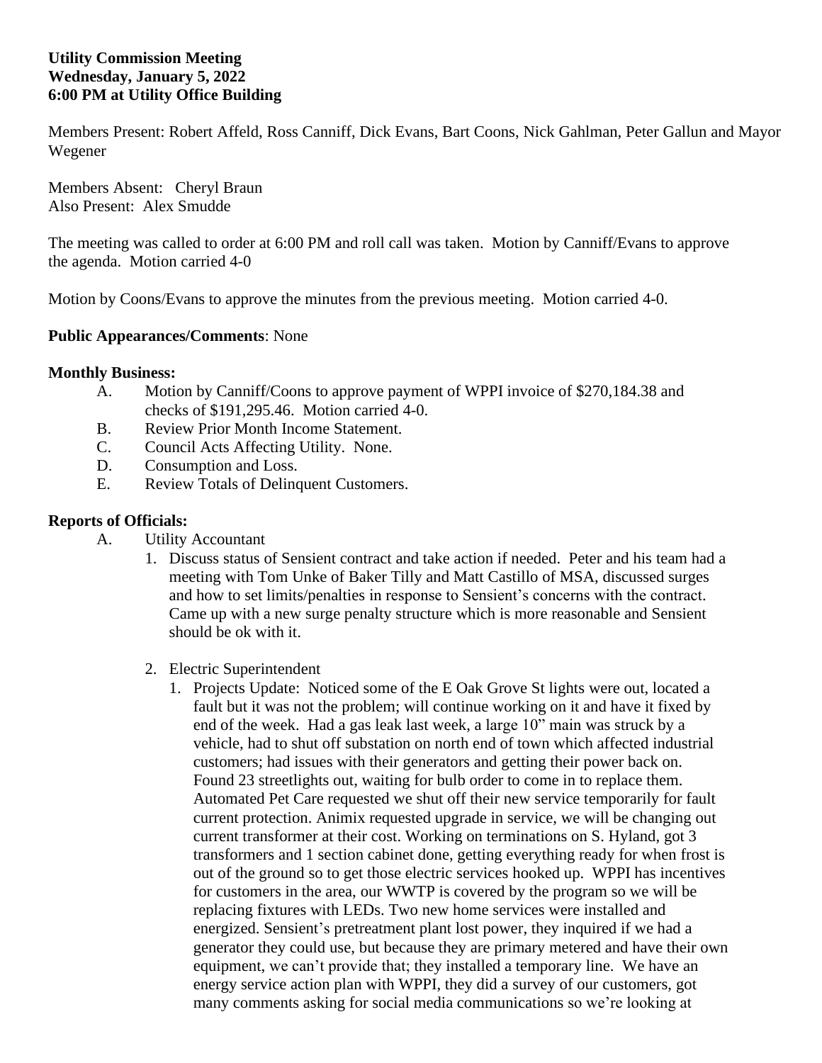**Utility Commission Meeting**
**Wednesday, January 5, 2022**
**6:00 PM at Utility Office Building**

Members Present: Robert Affeld, Ross Canniff, Dick Evans, Bart Coons, Nick Gahlman, Peter Gallun and Mayor Wegener

Members Absent: Cheryl Braun
Also Present: Alex Smudde

The meeting was called to order at 6:00 PM and roll call was taken. Motion by Canniff/Evans to approve the agenda. Motion carried 4-0

Motion by Coons/Evans to approve the minutes from the previous meeting. Motion carried 4-0.

**Public Appearances/Comments**: None

**Monthly Business:**

- A. Motion by Canniff/Coons to approve payment of WPPI invoice of $270,184.38 and checks of $191,295.46. Motion carried 4-0.
- B. Review Prior Month Income Statement.
- C. Council Acts Affecting Utility. None.
- D. Consumption and Loss.
- E. Review Totals of Delinquent Customers.

**Reports of Officials:**

- A. Utility Accountant
  1. Discuss status of Sensient contract and take action if needed. Peter and his team had a meeting with Tom Unke of Baker Tilly and Matt Castillo of MSA, discussed surges and how to set limits/penalties in response to Sensient's concerns with the contract. Came up with a new surge penalty structure which is more reasonable and Sensient should be ok with it.
  2. Electric Superintendent
     1. Projects Update: Noticed some of the E Oak Grove St lights were out, located a fault but it was not the problem; will continue working on it and have it fixed by end of the week. Had a gas leak last week, a large 10" main was struck by a vehicle, had to shut off substation on north end of town which affected industrial customers; had issues with their generators and getting their power back on. Found 23 streetlights out, waiting for bulb order to come in to replace them. Automated Pet Care requested we shut off their new service temporarily for fault current protection. Animix requested upgrade in service, we will be changing out current transformer at their cost. Working on terminations on S. Hyland, got 3 transformers and 1 section cabinet done, getting everything ready for when frost is out of the ground so to get those electric services hooked up. WPPI has incentives for customers in the area, our WWTP is covered by the program so we will be replacing fixtures with LEDs. Two new home services were installed and energized. Sensient's pretreatment plant lost power, they inquired if we had a generator they could use, but because they are primary metered and have their own equipment, we can't provide that; they installed a temporary line. We have an energy service action plan with WPPI, they did a survey of our customers, got many comments asking for social media communications so we're looking at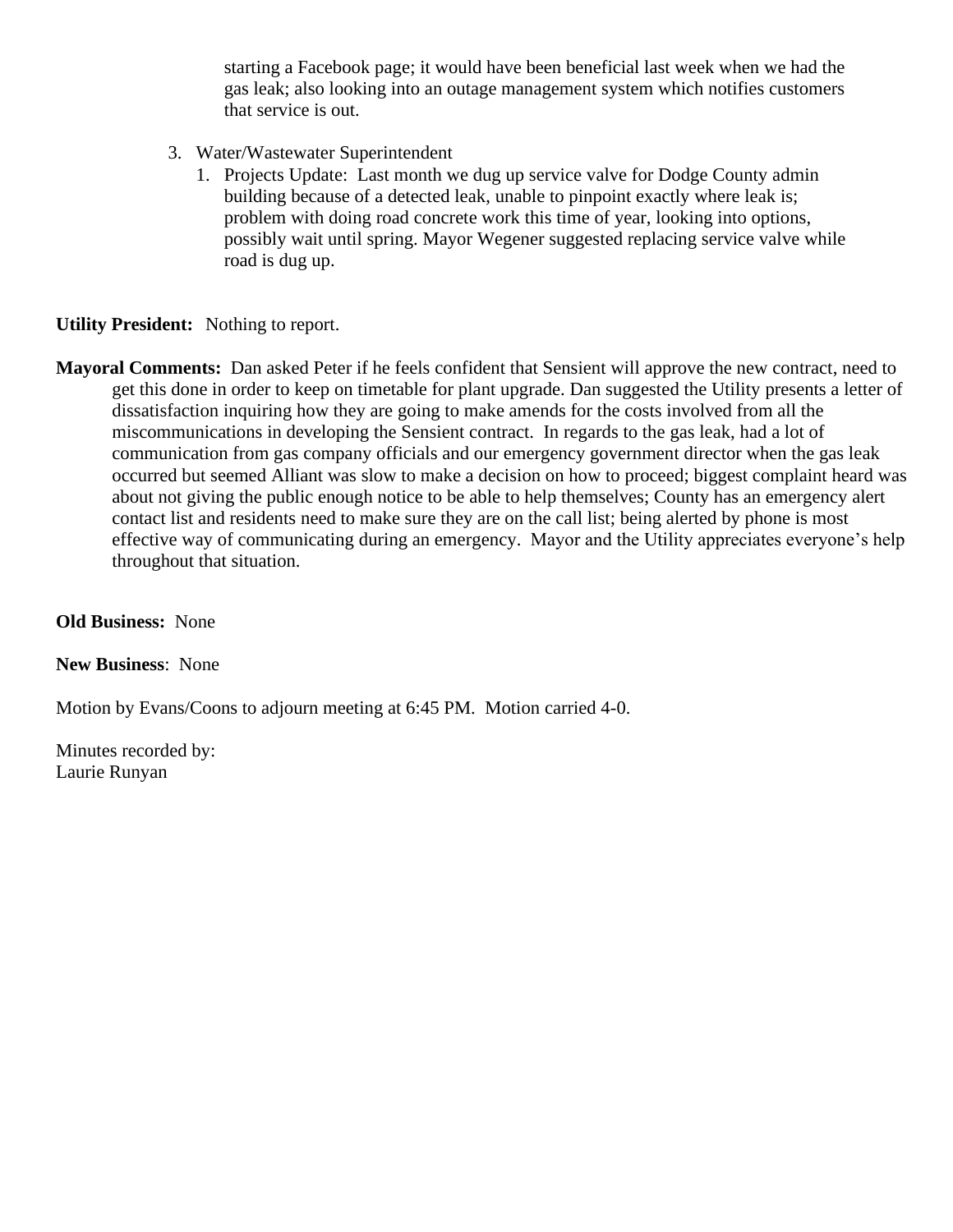starting a Facebook page; it would have been beneficial last week when we had the gas leak; also looking into an outage management system which notifies customers that service is out.

3. Water/Wastewater Superintendent
    1. Projects Update: Last month we dug up service valve for Dodge County admin building because of a detected leak, unable to pinpoint exactly where leak is; problem with doing road concrete work this time of year, looking into options, possibly wait until spring. Mayor Wegener suggested replacing service valve while road is dug up.

**Utility President:** Nothing to report.

**Mayoral Comments:** Dan asked Peter if he feels confident that Sensient will approve the new contract, need to get this done in order to keep on timetable for plant upgrade. Dan suggested the Utility presents a letter of dissatisfaction inquiring how they are going to make amends for the costs involved from all the miscommunications in developing the Sensient contract. In regards to the gas leak, had a lot of communication from gas company officials and our emergency government director when the gas leak occurred but seemed Alliant was slow to make a decision on how to proceed; biggest complaint heard was about not giving the public enough notice to be able to help themselves; County has an emergency alert contact list and residents need to make sure they are on the call list; being alerted by phone is most effective way of communicating during an emergency. Mayor and the Utility appreciates everyone's help throughout that situation.

**Old Business:** None

**New Business**: None

Motion by Evans/Coons to adjourn meeting at 6:45 PM. Motion carried 4-0.

Minutes recorded by:
Laurie Runyan